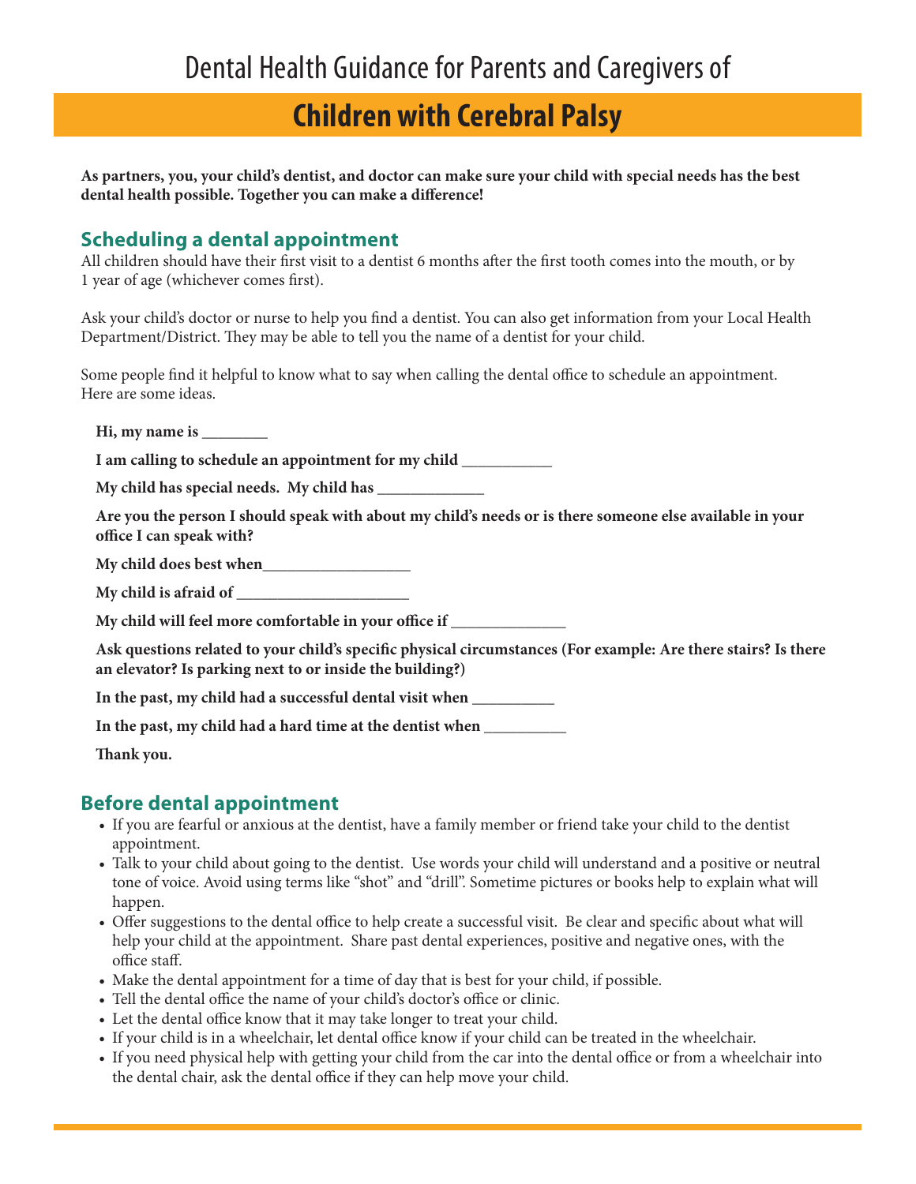# Dental Health Guidance for Parents and Caregivers of

# Children with Cerebral Palsy

**As partners, you, your child's dentist, and doctor can make sure your child with special needs has the best dental health possible. Together you can make a difference!**

## Scheduling a dental appointment

All children should have their first visit to a dentist 6 months after the first tooth comes into the mouth, or by 1 year of age (whichever comes first).

Ask your child's doctor or nurse to help you find a dentist. You can also get information from your Local Health Department/District. They may be able to tell you the name of a dentist for your child.

Some people find it helpful to know what to say when calling the dental office to schedule an appointment. Here are some ideas.

**Hi, my name is ________**

**I am calling to schedule an appointment for my child ___________**

**My child has special needs. My child has _____________**

**Are you the person I should speak with about my child's needs or is there someone else available in your office I can speak with?**

**My child does best when__________________**

**My child is afraid of _____________________**

**My child will feel more comfortable in your office if ______________**

**Ask questions related to your child's specific physical circumstances (For example: Are there stairs? Is there an elevator? Is parking next to or inside the building?)**

**In the past, my child had a successful dental visit when __________**

**In the past, my child had a hard time at the dentist when __________**

**Thank you.**

## Before dental appointment

- If you are fearful or anxious at the dentist, have a family member or friend take your child to the dentist appointment.
- Talk to your child about going to the dentist. Use words your child will understand and a positive or neutral tone of voice. Avoid using terms like "shot" and "drill". Sometime pictures or books help to explain what will happen.
- Offer suggestions to the dental office to help create a successful visit. Be clear and specific about what will help your child at the appointment. Share past dental experiences, positive and negative ones, with the office staff.
- Make the dental appointment for a time of day that is best for your child, if possible.
- Tell the dental office the name of your child's doctor's office or clinic.
- Let the dental office know that it may take longer to treat your child.
- If your child is in a wheelchair, let dental office know if your child can be treated in the wheelchair.
- If you need physical help with getting your child from the car into the dental office or from a wheelchair into the dental chair, ask the dental office if they can help move your child.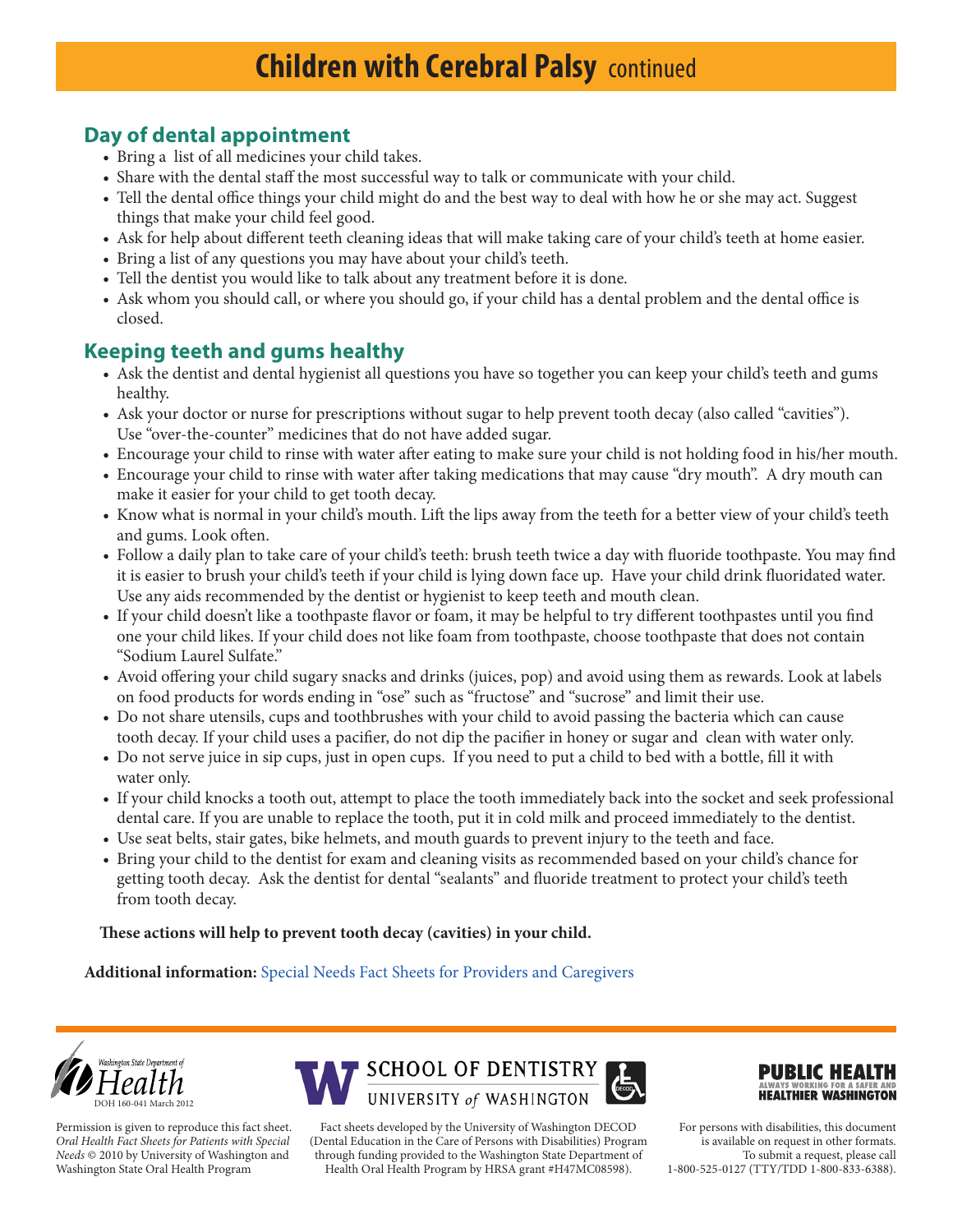# Children with Cerebral Palsy continued

## Day of dental appointment

- Bring a list of all medicines your child takes.
- Share with the dental staff the most successful way to talk or communicate with your child.
- Tell the dental office things your child might do and the best way to deal with how he or she may act. Suggest things that make your child feel good.
- Ask for help about different teeth cleaning ideas that will make taking care of your child's teeth at home easier.
- Bring a list of any questions you may have about your child's teeth.
- Tell the dentist you would like to talk about any treatment before it is done.
- Ask whom you should call, or where you should go, if your child has a dental problem and the dental office is closed.

## Keeping teeth and gums healthy

- Ask the dentist and dental hygienist all questions you have so together you can keep your child's teeth and gums healthy.
- Ask your doctor or nurse for prescriptions without sugar to help prevent tooth decay (also called "cavities"). Use "over-the-counter" medicines that do not have added sugar.
- Encourage your child to rinse with water after eating to make sure your child is not holding food in his/her mouth.
- Encourage your child to rinse with water after taking medications that may cause "dry mouth". A dry mouth can make it easier for your child to get tooth decay.
- Know what is normal in your child's mouth. Lift the lips away from the teeth for a better view of your child's teeth and gums. Look often.
- Follow a daily plan to take care of your child's teeth: brush teeth twice a day with fluoride toothpaste. You may find it is easier to brush your child's teeth if your child is lying down face up. Have your child drink fluoridated water. Use any aids recommended by the dentist or hygienist to keep teeth and mouth clean.
- If your child doesn't like a toothpaste flavor or foam, it may be helpful to try different toothpastes until you find one your child likes. If your child does not like foam from toothpaste, choose toothpaste that does not contain "Sodium Laurel Sulfate."
- Avoid offering your child sugary snacks and drinks (juices, pop) and avoid using them as rewards. Look at labels on food products for words ending in "ose" such as "fructose" and "sucrose" and limit their use.
- Do not share utensils, cups and toothbrushes with your child to avoid passing the bacteria which can cause tooth decay. If your child uses a pacifier, do not dip the pacifier in honey or sugar and clean with water only.
- Do not serve juice in sip cups, just in open cups. If you need to put a child to bed with a bottle, fill it with water only.
- If your child knocks a tooth out, attempt to place the tooth immediately back into the socket and seek professional dental care. If you are unable to replace the tooth, put it in cold milk and proceed immediately to the dentist.
- Use seat belts, stair gates, bike helmets, and mouth guards to prevent injury to the teeth and face.
- Bring your child to the dentist for exam and cleaning visits as recommended based on your child's chance for getting tooth decay. Ask the dentist for dental "sealants" and fluoride treatment to protect your child's teeth from tooth decay.

**These actions will help to prevent tooth decay (cavities) in your child.**

**Additional information:** Special Needs Fact Sheets for Providers and Caregivers

Washington State Department of Health
DOH 160-041 March 2012

SCHOOL OF DENTISTRY
UNIVERSITY of WASHINGTON

PUBLIC HEALTH
ALWAYS WORKING FOR A SAFER AND HEALTHIER WASHINGTON

Permission is given to reproduce this fact sheet. *Oral Health Fact Sheets for Patients with Special Needs* © 2010 by University of Washington and Washington State Oral Health Program

Fact sheets developed by the University of Washington DECOD (Dental Education in the Care of Persons with Disabilities) Program through funding provided to the Washington State Department of Health Oral Health Program by HRSA grant #H47MC08598).

For persons with disabilities, this document is available on request in other formats. To submit a request, please call 1-800-525-0127 (TTY/TDD 1-800-833-6388).